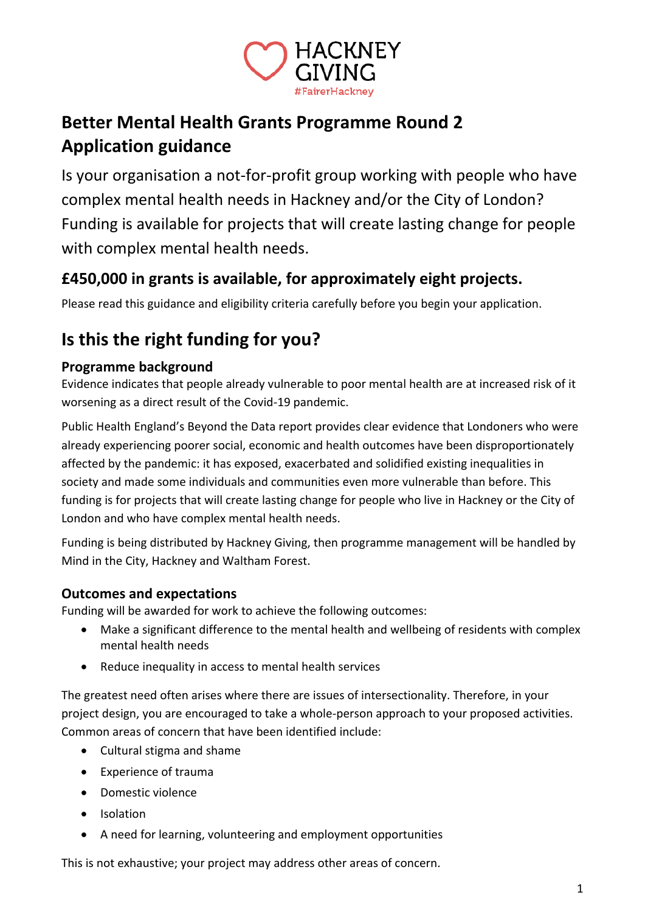HACKNEY GIVING
#FairerHackney

# Better Mental Health Grants Programme Round 2
# Application guidance

Is your organisation a not-for-profit group working with people who have complex mental health needs in Hackney and/or the City of London? Funding is available for projects that will create lasting change for people with complex mental health needs.

### £450,000 in grants is available, for approximately eight projects.

Please read this guidance and eligibility criteria carefully before you begin your application.

## Is this the right funding for you?

### Programme background

Evidence indicates that people already vulnerable to poor mental health are at increased risk of it worsening as a direct result of the Covid-19 pandemic.

Public Health England's Beyond the Data report provides clear evidence that Londoners who were already experiencing poorer social, economic and health outcomes have been disproportionately affected by the pandemic: it has exposed, exacerbated and solidified existing inequalities in society and made some individuals and communities even more vulnerable than before. This funding is for projects that will create lasting change for people who live in Hackney or the City of London and who have complex mental health needs.

Funding is being distributed by Hackney Giving, then programme management will be handled by Mind in the City, Hackney and Waltham Forest.

### Outcomes and expectations

Funding will be awarded for work to achieve the following outcomes:

- Make a significant difference to the mental health and wellbeing of residents with complex mental health needs
- Reduce inequality in access to mental health services

The greatest need often arises where there are issues of intersectionality. Therefore, in your project design, you are encouraged to take a whole-person approach to your proposed activities. Common areas of concern that have been identified include:

- Cultural stigma and shame
- Experience of trauma
- Domestic violence
- Isolation
- A need for learning, volunteering and employment opportunities

This is not exhaustive; your project may address other areas of concern.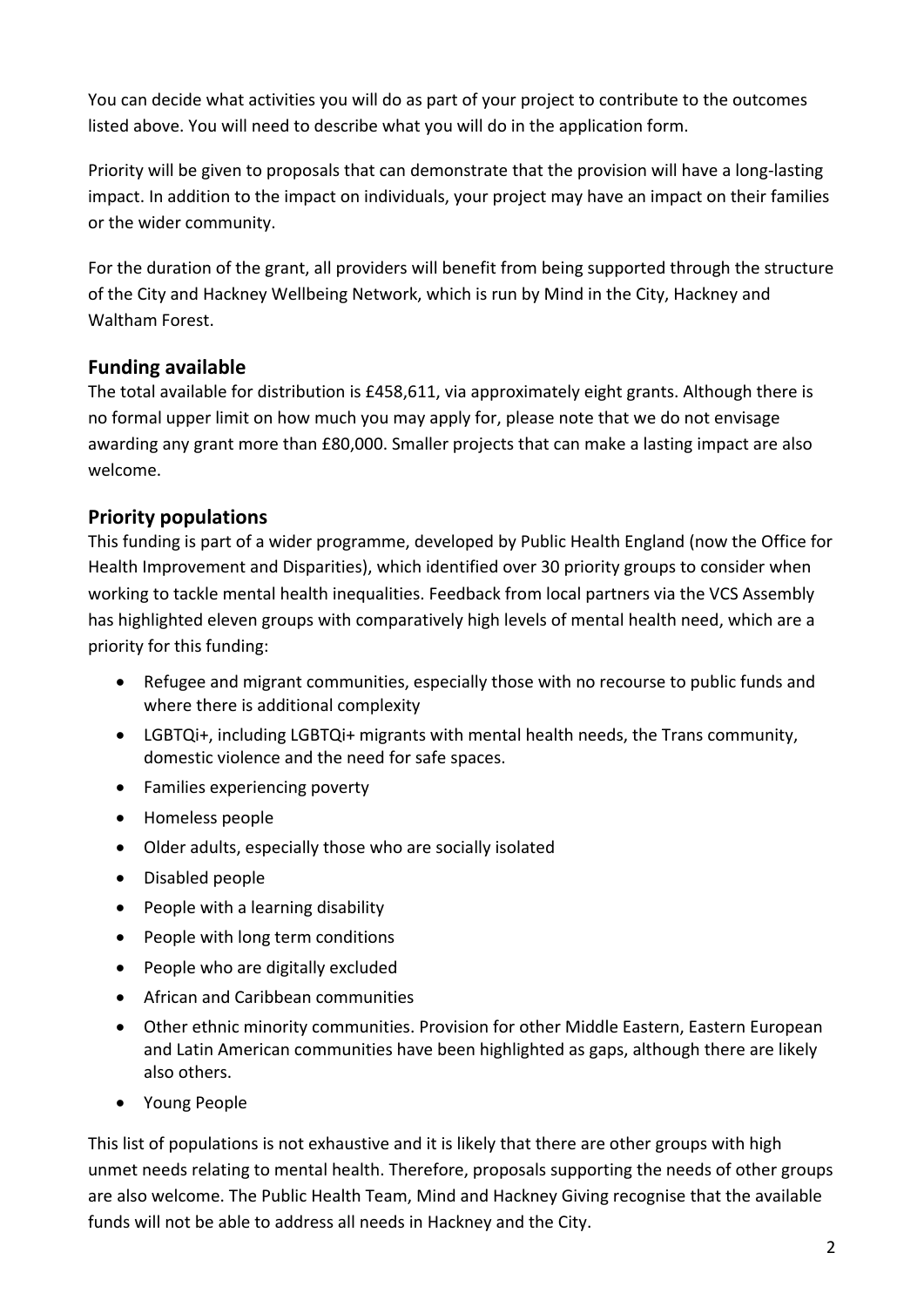You can decide what activities you will do as part of your project to contribute to the outcomes listed above. You will need to describe what you will do in the application form.

Priority will be given to proposals that can demonstrate that the provision will have a long-lasting impact. In addition to the impact on individuals, your project may have an impact on their families or the wider community.

For the duration of the grant, all providers will benefit from being supported through the structure of the City and Hackney Wellbeing Network, which is run by Mind in the City, Hackney and Waltham Forest.

## Funding available

The total available for distribution is £458,611, via approximately eight grants. Although there is no formal upper limit on how much you may apply for, please note that we do not envisage awarding any grant more than £80,000. Smaller projects that can make a lasting impact are also welcome.

## Priority populations

This funding is part of a wider programme, developed by Public Health England (now the Office for Health Improvement and Disparities), which identified over 30 priority groups to consider when working to tackle mental health inequalities. Feedback from local partners via the VCS Assembly has highlighted eleven groups with comparatively high levels of mental health need, which are a priority for this funding:

- Refugee and migrant communities, especially those with no recourse to public funds and where there is additional complexity
- LGBTQi+, including LGBTQi+ migrants with mental health needs, the Trans community, domestic violence and the need for safe spaces.
- Families experiencing poverty
- Homeless people
- Older adults, especially those who are socially isolated
- Disabled people
- People with a learning disability
- People with long term conditions
- People who are digitally excluded
- African and Caribbean communities
- Other ethnic minority communities. Provision for other Middle Eastern, Eastern European and Latin American communities have been highlighted as gaps, although there are likely also others.
- Young People

This list of populations is not exhaustive and it is likely that there are other groups with high unmet needs relating to mental health. Therefore, proposals supporting the needs of other groups are also welcome. The Public Health Team, Mind and Hackney Giving recognise that the available funds will not be able to address all needs in Hackney and the City.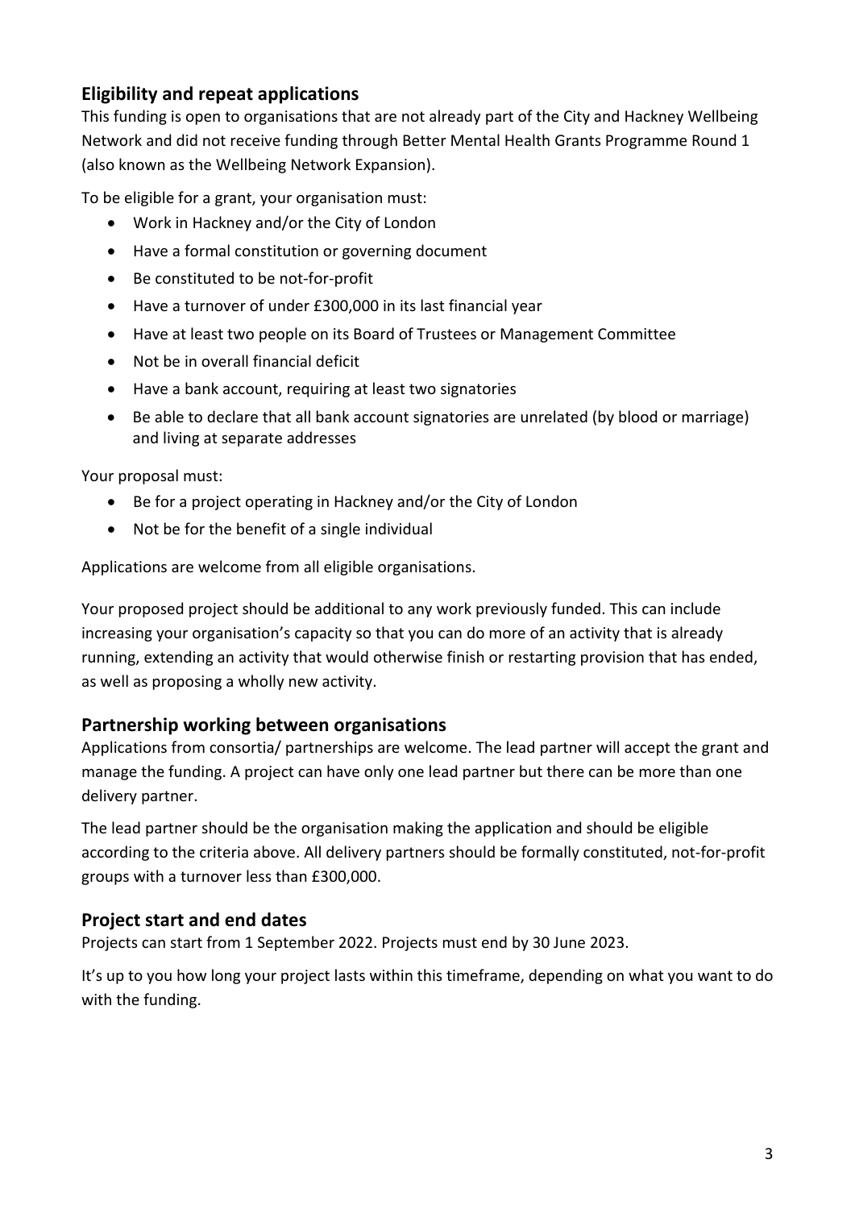## Eligibility and repeat applications

This funding is open to organisations that are not already part of the City and Hackney Wellbeing Network and did not receive funding through Better Mental Health Grants Programme Round 1 (also known as the Wellbeing Network Expansion).

To be eligible for a grant, your organisation must:

- Work in Hackney and/or the City of London
- Have a formal constitution or governing document
- Be constituted to be not-for-profit
- Have a turnover of under £300,000 in its last financial year
- Have at least two people on its Board of Trustees or Management Committee
- Not be in overall financial deficit
- Have a bank account, requiring at least two signatories
- Be able to declare that all bank account signatories are unrelated (by blood or marriage) and living at separate addresses

Your proposal must:

- Be for a project operating in Hackney and/or the City of London
- Not be for the benefit of a single individual

Applications are welcome from all eligible organisations.

Your proposed project should be additional to any work previously funded. This can include increasing your organisation's capacity so that you can do more of an activity that is already running, extending an activity that would otherwise finish or restarting provision that has ended, as well as proposing a wholly new activity.

## Partnership working between organisations

Applications from consortia/ partnerships are welcome. The lead partner will accept the grant and manage the funding. A project can have only one lead partner but there can be more than one delivery partner.

The lead partner should be the organisation making the application and should be eligible according to the criteria above. All delivery partners should be formally constituted, not-for-profit groups with a turnover less than £300,000.

## Project start and end dates

Projects can start from 1 September 2022. Projects must end by 30 June 2023.

It's up to you how long your project lasts within this timeframe, depending on what you want to do with the funding.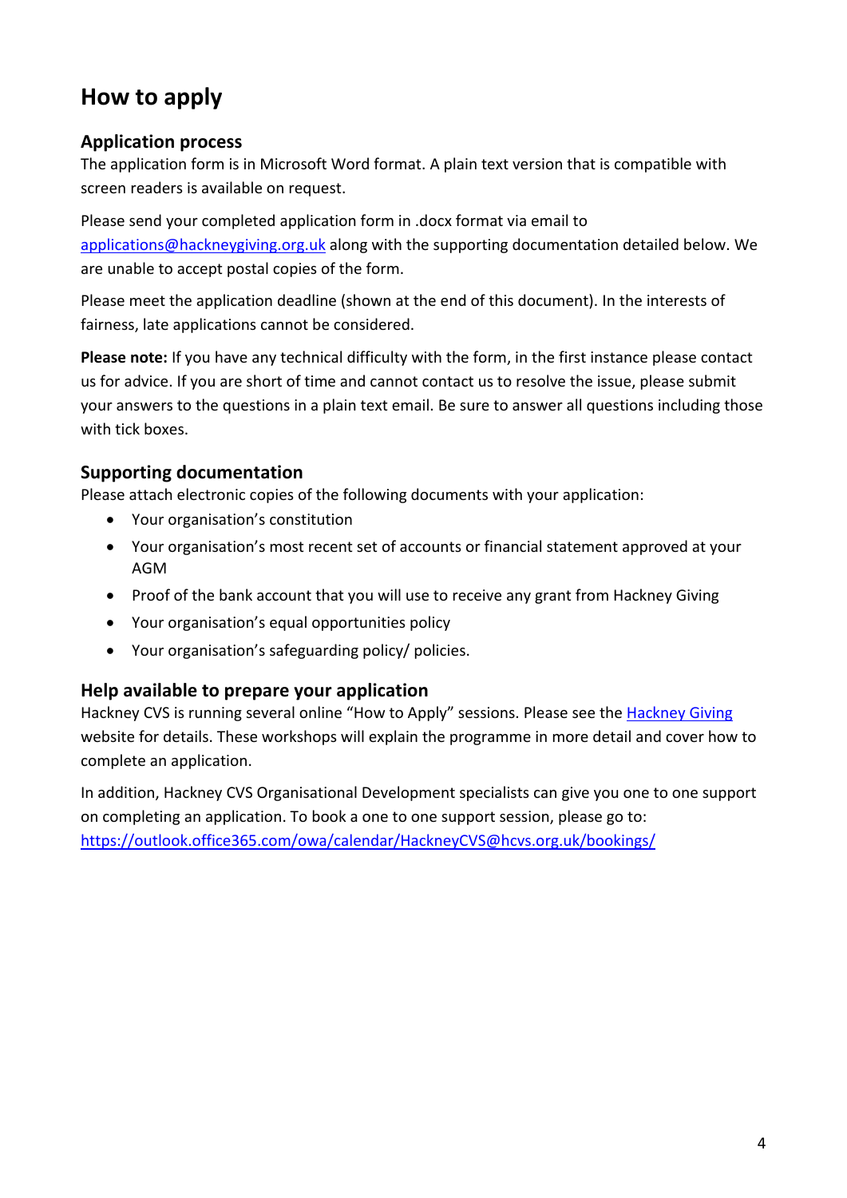# How to apply

## Application process

The application form is in Microsoft Word format. A plain text version that is compatible with screen readers is available on request.

Please send your completed application form in .docx format via email to [applications@hackneygiving.org.uk](mailto:applications@hackneygiving.org.uk) along with the supporting documentation detailed below. We are unable to accept postal copies of the form.

Please meet the application deadline (shown at the end of this document). In the interests of fairness, late applications cannot be considered.

**Please note:** If you have any technical difficulty with the form, in the first instance please contact us for advice. If you are short of time and cannot contact us to resolve the issue, please submit your answers to the questions in a plain text email. Be sure to answer all questions including those with tick boxes.

## Supporting documentation

Please attach electronic copies of the following documents with your application:

- Your organisation's constitution
- Your organisation's most recent set of accounts or financial statement approved at your AGM
- Proof of the bank account that you will use to receive any grant from Hackney Giving
- Your organisation's equal opportunities policy
- Your organisation's safeguarding policy/ policies.

## Help available to prepare your application

Hackney CVS is running several online "How to Apply" sessions. Please see the Hackney Giving website for details. These workshops will explain the programme in more detail and cover how to complete an application.

In addition, Hackney CVS Organisational Development specialists can give you one to one support on completing an application. To book a one to one support session, please go to: https://outlook.office365.com/owa/calendar/HackneyCVS@hcvs.org.uk/bookings/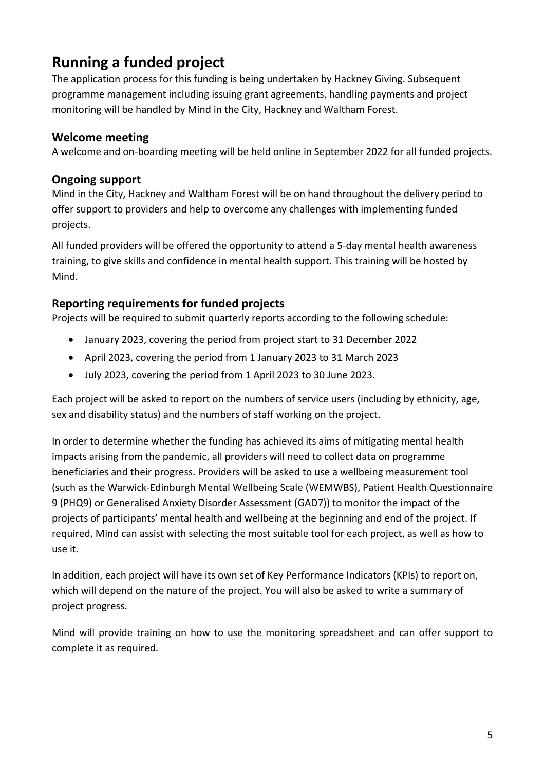# Running a funded project

The application process for this funding is being undertaken by Hackney Giving. Subsequent programme management including issuing grant agreements, handling payments and project monitoring will be handled by Mind in the City, Hackney and Waltham Forest.

## Welcome meeting

A welcome and on-boarding meeting will be held online in September 2022 for all funded projects.

## Ongoing support

Mind in the City, Hackney and Waltham Forest will be on hand throughout the delivery period to offer support to providers and help to overcome any challenges with implementing funded projects.

All funded providers will be offered the opportunity to attend a 5-day mental health awareness training, to give skills and confidence in mental health support. This training will be hosted by Mind.

## Reporting requirements for funded projects

Projects will be required to submit quarterly reports according to the following schedule:

- January 2023, covering the period from project start to 31 December 2022
- April 2023, covering the period from 1 January 2023 to 31 March 2023
- July 2023, covering the period from 1 April 2023 to 30 June 2023.

Each project will be asked to report on the numbers of service users (including by ethnicity, age, sex and disability status) and the numbers of staff working on the project.

In order to determine whether the funding has achieved its aims of mitigating mental health impacts arising from the pandemic, all providers will need to collect data on programme beneficiaries and their progress. Providers will be asked to use a wellbeing measurement tool (such as the Warwick-Edinburgh Mental Wellbeing Scale (WEMWBS), Patient Health Questionnaire 9 (PHQ9) or Generalised Anxiety Disorder Assessment (GAD7)) to monitor the impact of the projects of participants' mental health and wellbeing at the beginning and end of the project. If required, Mind can assist with selecting the most suitable tool for each project, as well as how to use it.

In addition, each project will have its own set of Key Performance Indicators (KPIs) to report on, which will depend on the nature of the project. You will also be asked to write a summary of project progress.

Mind will provide training on how to use the monitoring spreadsheet and can offer support to complete it as required.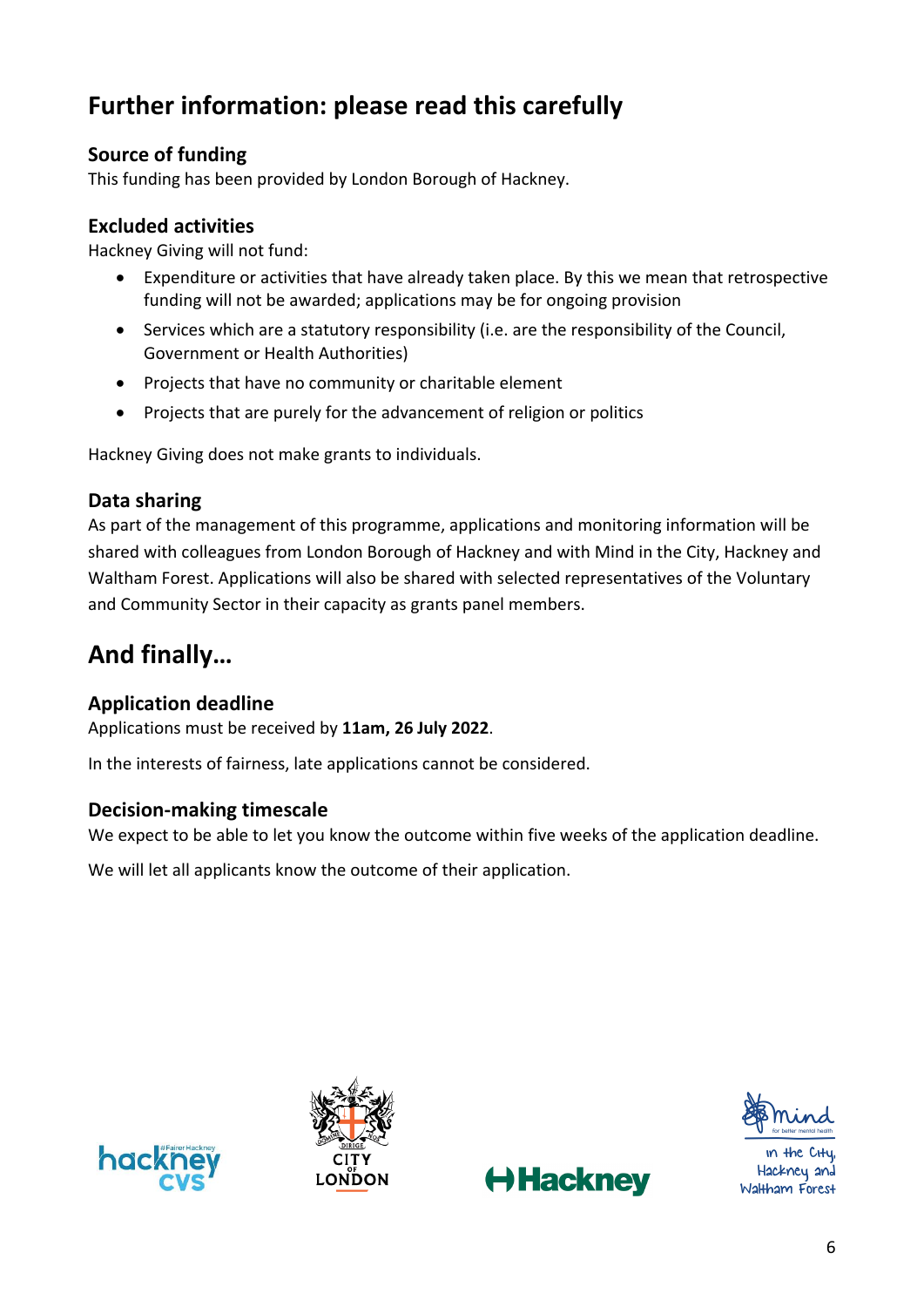# Further information: please read this carefully

## Source of funding

This funding has been provided by London Borough of Hackney.

## Excluded activities

Hackney Giving will not fund:

- Expenditure or activities that have already taken place. By this we mean that retrospective funding will not be awarded; applications may be for ongoing provision
- Services which are a statutory responsibility (i.e. are the responsibility of the Council, Government or Health Authorities)
- Projects that have no community or charitable element
- Projects that are purely for the advancement of religion or politics

Hackney Giving does not make grants to individuals.

## Data sharing

As part of the management of this programme, applications and monitoring information will be shared with colleagues from London Borough of Hackney and with Mind in the City, Hackney and Waltham Forest. Applications will also be shared with selected representatives of the Voluntary and Community Sector in their capacity as grants panel members.

# And finally…

## Application deadline

Applications must be received by **11am, 26 July 2022**.

In the interests of fairness, late applications cannot be considered.

## Decision-making timescale

We expect to be able to let you know the outcome within five weeks of the application deadline.

We will let all applicants know the outcome of their application.